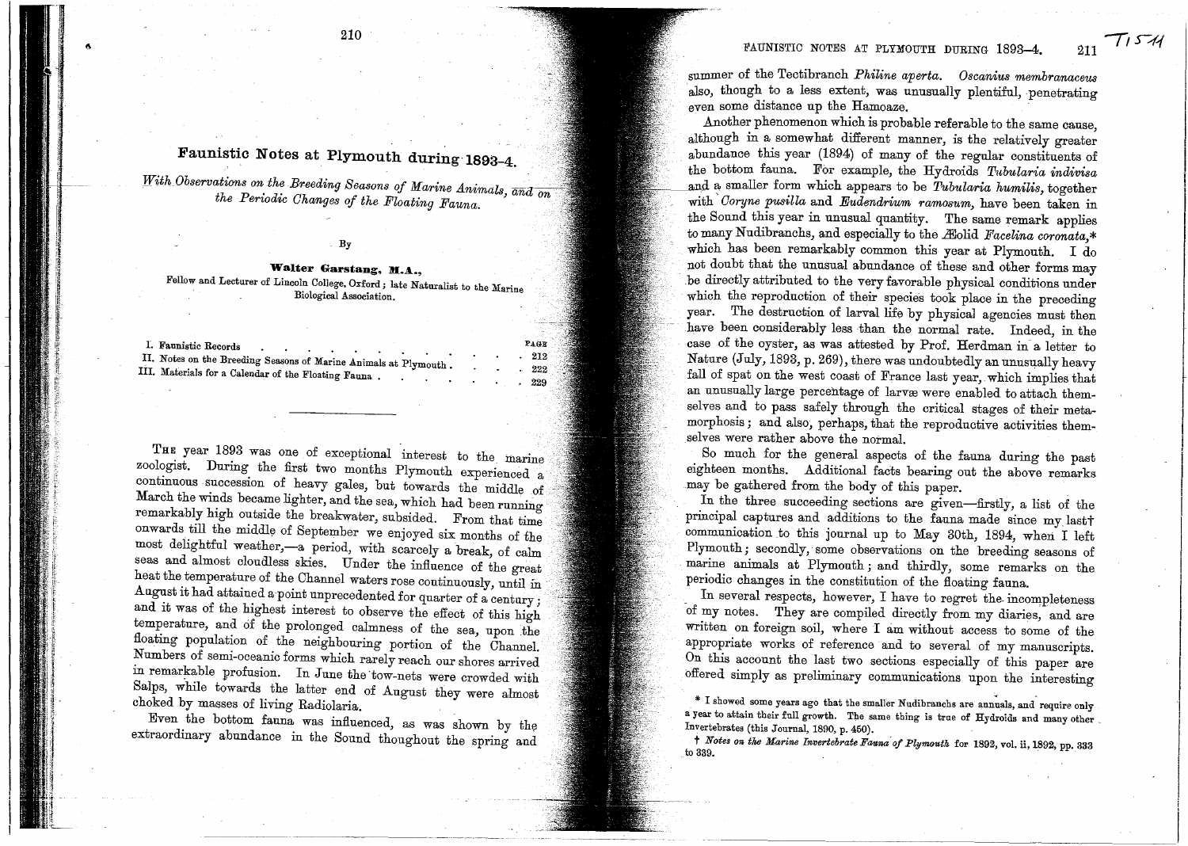# Faunistic Notes at Plymouth during 1893–4.

*With Observations on the Breeding Seasons of Marine Animals, and on the Periodic Changes of the Floating Fauna.*

By

**Walter Garstang, M.A.,**

Fellow and Lecturer of Lincoln College, Oxford; late Naturalist to the Marine Biological Association.

| | PAGE |
|---|---|
| I. Faunistic Records | 212 |
| II. Notes on the Breeding Seasons of Marine Animals at Plymouth | 222 |
| III. Materials for a Calendar of the Floating Fauna | 229 |

THE year 1893 was one of exceptional interest to the marine zoologist. During the first two months Plymouth experienced a continuous succession of heavy gales, but towards the middle of March the winds became lighter, and the sea, which had been running remarkably high outside the breakwater, subsided. From that time onwards till the middle of September we enjoyed six months of the most delightful weather,—a period, with scarcely a break, of calm seas and almost cloudless skies. Under the influence of the great heat the temperature of the Channel waters rose continuously, until in August it had attained a point unprecedented for quarter of a century; and it was of the highest interest to observe the effect of this high temperature, and of the prolonged calmness of the sea, upon the floating population of the neighbouring portion of the Channel. Numbers of semi-oceanic forms which rarely reach our shores arrived in remarkable profusion. In June the tow-nets were crowded with Salps, while towards the latter end of August they were almost choked by masses of living Radiolaria.

Even the bottom fauna was influenced, as was shown by the extraordinary abundance in the Sound thoughout the spring and summer of the Tectibranch *Philine aperta*. *Oscanius membranaceus* also, though to a less extent, was unusually plentiful, penetrating even some distance up the Hamoaze.

Another phenomenon which is probable referable to the same cause, although in a somewhat different manner, is the relatively greater abundance this year (1894) of many of the regular constituents of the bottom fauna. For example, the Hydroids *Tubularia indivisa* and a smaller form which appears to be *Tubularia humilis*, together with *Coryne pusilla* and *Eudendrium ramosum*, have been taken in the Sound this year in unusual quantity. The same remark applies to many Nudibranchs, and especially to the Æolid *Facelina coronata*,* which has been remarkably common this year at Plymouth. I do not doubt that the unusual abundance of these and other forms may be directly attributed to the very favorable physical conditions under which the reproduction of their species took place in the preceding year. The destruction of larval life by physical agencies must then have been considerably less than the normal rate. Indeed, in the case of the oyster, as was attested by Prof. Herdman in a letter to Nature (July, 1893, p. 269), there was undoubtedly an unusually heavy fall of spat on the west coast of France last year, which implies that an unusually large percentage of larvæ were enabled to attach themselves and to pass safely through the critical stages of their metamorphosis; and also, perhaps, that the reproductive activities themselves were rather above the normal.

So much for the general aspects of the fauna during the past eighteen months. Additional facts bearing out the above remarks may be gathered from the body of this paper.

In the three succeeding sections are given—firstly, a list of the principal captures and additions to the fauna made since my last† communication to this journal up to May 30th, 1894, when I left Plymouth; secondly, some observations on the breeding seasons of marine animals at Plymouth; and thirdly, some remarks on the periodic changes in the constitution of the floating fauna.

In several respects, however, I have to regret the incompleteness of my notes. They are compiled directly from my diaries, and are written on foreign soil, where I am without access to some of the appropriate works of reference and to several of my manuscripts. On this account the last two sections especially of this paper are offered simply as preliminary communications upon the interesting

\* I showed some years ago that the smaller Nudibranchs are annuals, and require only a year to attain their full growth. The same thing is true of Hydroids and many other Invertebrates (this Journal, 1890, p. 450).

† *Notes on the Marine Invertebrate Fauna of Plymouth* for 1892, vol. ii, 1892, pp. 333 to 339.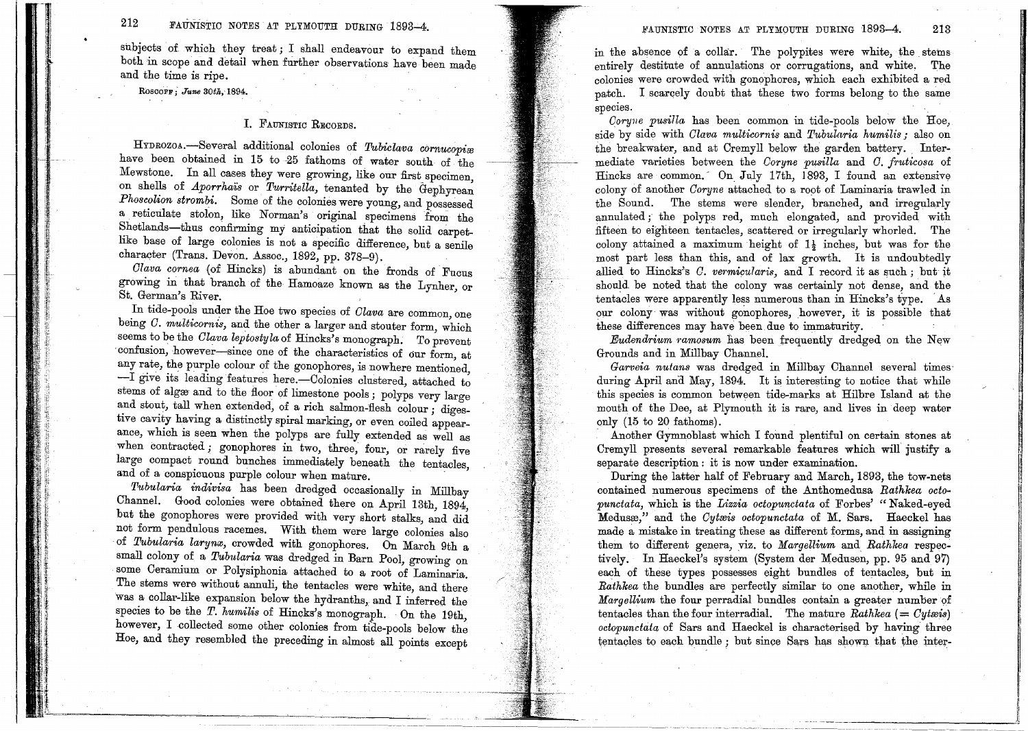subjects of which they treat; I shall endeavour to expand them both in scope and detail when further observations have been made and the time is ripe.

Roscoff; *June 30th*, 1894.

## I. Faunistic Records.

Hydrozoa.—Several additional colonies of *Tubiclava cornucopiæ* have been obtained in 15 to 25 fathoms of water south of the Mewstone. In all cases they were growing, like our first specimen, on shells of *Aporrhaïs* or *Turritella*, tenanted by the Gephyrean *Phascolion strombi*. Some of the colonies were young, and possessed a reticulate stolon, like Norman's original specimens from the Shetlands—thus confirming my anticipation that the solid carpet-like base of large colonies is not a specific difference, but a senile character (Trans. Devon. Assoc., 1892, pp. 378–9).

*Clava cornea* (of Hincks) is abundant on the fronds of Fucus growing in that branch of the Hamoaze known as the Lynher, or St. German's River.

In tide-pools under the Hoe two species of *Clava* are common, one being *C. multicornis*, and the other a larger and stouter form, which seems to be the *Clava leptostyla* of Hincks's monograph. To prevent confusion, however—since one of the characteristics of our form, at any rate, the purple colour of the gonophores, is nowhere mentioned, —I give its leading features here.—Colonies clustered, attached to stems of algæ and to the floor of limestone pools; polyps very large and stout, tall when extended, of a rich salmon-flesh colour; digestive cavity having a distinctly spiral marking, or even coiled appearance, which is seen when the polyps are fully extended as well as when contracted; gonophores in two, three, four, or rarely five large compact round bunches immediately beneath the tentacles, and of a conspicuous purple colour when mature.

*Tubularia indivisa* has been dredged occasionally in Millbay Channel. Good colonies were obtained there on April 13th, 1894, but the gonophores were provided with very short stalks, and did not form pendulous racemes. With them were large colonies also of *Tubularia larynx*, crowded with gonophores. On March 9th a small colony of a *Tubularia* was dredged in Barn Pool, growing on some Ceramium or Polysiphonia attached to a root of Laminaria. The stems were without annuli, the tentacles were white, and there was a collar-like expansion below the hydranths, and I inferred the species to be the *T. humilis* of Hincks's monograph. On the 19th, however, I collected some other colonies from tide-pools below the Hoe, and they resembled the preceding in almost all points except in the absence of a collar. The polypites were white, the stems entirely destitute of annulations or corrugations, and white. The colonies were crowded with gonophores, which each exhibited a red patch. I scarcely doubt that these two forms belong to the same species.

*Coryne pusilla* has been common in tide-pools below the Hoe, side by side with *Clava multicornis* and *Tubularia humilis*; also on the breakwater, and at Cremyll below the garden battery. Intermediate varieties between the *Coryne pusilla* and *C. fruticosa* of Hincks are common. On July 17th, 1893, I found an extensive colony of another *Coryne* attached to a root of Laminaria trawled in the Sound. The stems were slender, branched, and irregularly annulated; the polyps red, much elongated, and provided with fifteen to eighteen tentacles, scattered or irregularly whorled. The colony attained a maximum height of 1½ inches, but was for the most part less than this, and of lax growth. It is undoubtedly allied to Hincks's *C. vermicularis*, and I record it as such; but it should be noted that the colony was certainly not dense, and the tentacles were apparently less numerous than in Hincks's type. As our colony was without gonophores, however, it is possible that these differences may have been due to immaturity.

*Eudendrium ramosum* has been frequently dredged on the New Grounds and in Millbay Channel.

*Garveia nutans* was dredged in Millbay Channel several times during April and May, 1894. It is interesting to notice that while this species is common between tide-marks at Hilbre Island at the mouth of the Dee, at Plymouth it is rare, and lives in deep water only (15 to 20 fathoms).

Another Gymnoblast which I found plentiful on certain stones at Cremyll presents several remarkable features which will justify a separate description: it is now under examination.

During the latter half of February and March, 1893, the tow-nets contained numerous specimens of the Anthomedusa *Rathkea octopunctata*, which is the *Lizzia octopunctata* of Forbes' "Naked-eyed Medusæ," and the *Cytæis octopunctata* of M. Sars. Haeckel has made a mistake in treating these as different forms, and in assigning them to different genera, viz. to *Margellium* and *Rathkea* respectively. In Haeckel's system (System der Medusen, pp. 95 and 97) each of these types possesses eight bundles of tentacles, but in *Rathkea* the bundles are perfectly similar to one another, while in *Margellium* the four perradial bundles contain a greater number of tentacles than the four interradial. The mature *Rathkea* (= *Cytæis*) *octopunctata* of Sars and Haeckel is characterised by having three tentacles to each bundle; but since Sars has shown that the inter-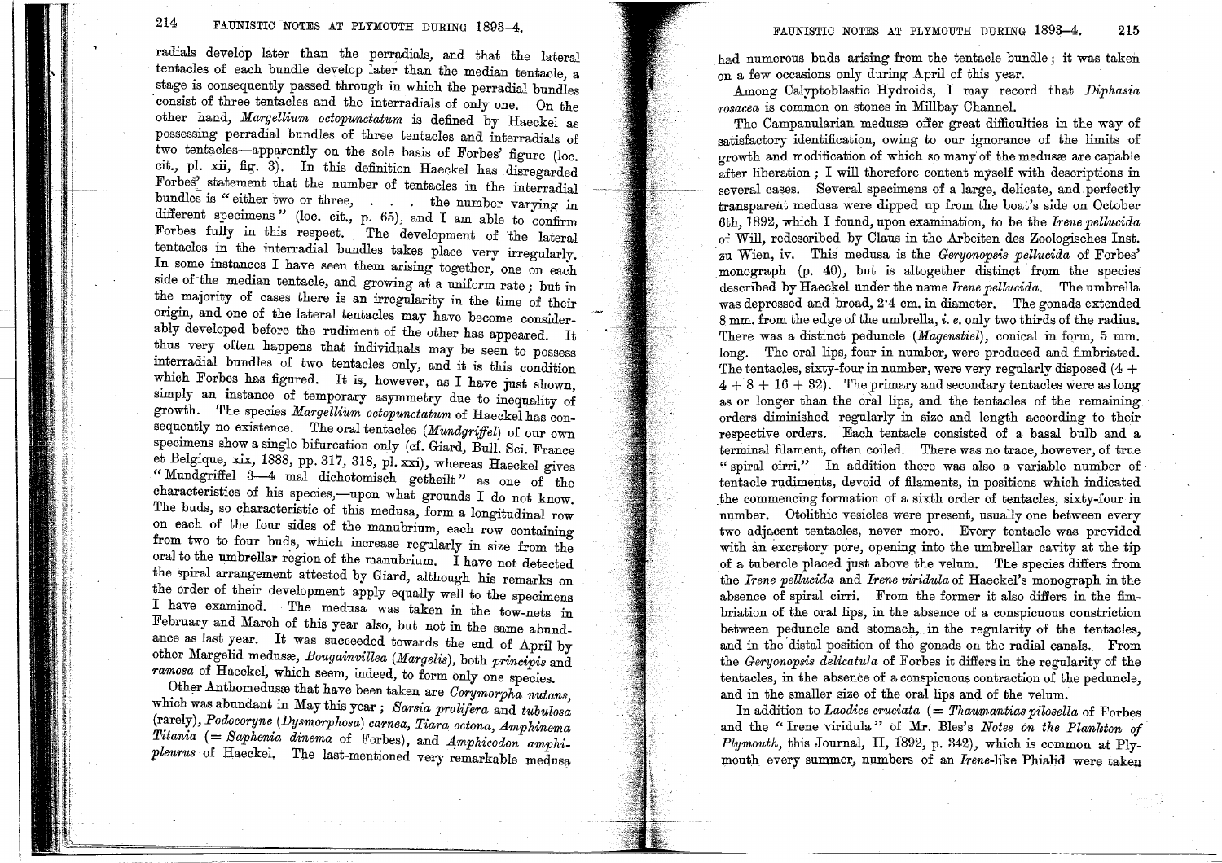radials develop later than the perradials, and that the lateral tentacles of each bundle develop later than the median tentacle, a stage is consequently passed through in which the perradial bundles consist of three tentacles and the interradials of only one. On the other hand, *Margellium octopunctatum* is defined by Haeckel as possessing perradial bundles of three tentacles and interradials of two tentacles—apparently on the sole basis of Forbes' figure (loc. cit., pl. xii, fig. 3). In this definition Haeckel has disregarded Forbes' statement that the number of tentacles in the interradial bundles is "either two or three, . . . the number varying in different specimens" (loc. cit., p. 65), and I am able to confirm Forbes fully in this respect. The development of the lateral tentacles in the interradial bundles takes place very irregularly. In some instances I have seen them arising together, one on each side of the median tentacle, and growing at a uniform rate; but in the majority of cases there is an irregularity in the time of their origin, and one of the lateral tentacles may have become considerably developed before the rudiment of the other has appeared. It thus very often happens that individuals may be seen to possess interradial bundles of two tentacles only, and it is this condition which Forbes has figured. It is, however, as I have just shown, simply an instance of temporary asymmetry due to inequality of growth. The species *Margellium octopunctatum* of Haeckel has consequently no existence. The oral tentacles (*Mundgriffel*) of our own specimens show a single bifurcation only (cf. Giard, Bull. Sci. France et Belgique, xix, 1888, pp. 317, 318, pl. xxi), whereas Haeckel gives "Mundgriffel 3—4 mal dichotomisch getheilt" as one of the characteristics of his species,—upon what grounds I do not know. The buds, so characteristic of this medusa, form a longitudinal row on each of the four sides of the manubrium, each row containing from two to four buds, which increase regularly in size from the oral to the umbrellar region of the manubrium. I have not detected the spiral arrangement attested by Giard, although his remarks on the order of their development apply equally well to the specimens I have examined. The medusa was taken in the tow-nets in February and March of this year also, but not in the same abundance as last year. It was succeeded towards the end of April by other Margelid medusæ, *Bougainvillea* (*Margelis*), both *principis* and *ramosa* of Haeckel, which seem, indeed, to form only one species.

Other Anthomedusæ that have been taken are *Corymorpha nutans*, which was abundant in May this year; *Sarsia prolifera* and *tubulosa* (rarely), *Podocoryne* (*Dysmorphosa*) *carnea*, *Tiara octona*, *Amphinema Titania* (= *Saphenia dinema* of Forbes), and *Amphicodon amphipleurus* of Haeckel. The last-mentioned very remarkable medusa had numerous buds arising from the tentacle bundle; it was taken on a few occasions only during April of this year.

Among Calyptoblastic Hydroids, I may record that *Diphasia rosacea* is common on stones in Millbay Channel.

The Campanularian medusæ offer great difficulties in the way of satisfactory identification, owing to our ignorance of the limits of growth and modification of which so many of the medusæ are capable after liberation; I will therefore content myself with descriptions in several cases. Several specimens of a large, delicate, and perfectly transparent medusa were dipped up from the boat's side on October 6th, 1892, which I found, upon examination, to be the *Irene pellucida* of Will, redescribed by Claus in the Arbeiten des Zoologisches Inst. zu Wien, iv. This medusa is the *Geryonopsis pellucida* of Forbes' monograph (p. 40), but is altogether distinct from the species described by Haeckel under the name *Irene pellucida*. The umbrella was depressed and broad, 2·4 cm. in diameter. The gonads extended 8 mm. from the edge of the umbrella, *i. e.* only two thirds of the radius. There was a distinct peduncle (*Magenstiel*), conical in form, 5 mm. long. The oral lips, four in number, were produced and fimbriated. The tentacles, sixty-four in number, were very regularly disposed (4 + 4 + 8 + 16 + 32). The primary and secondary tentacles were as long as or longer than the oral lips, and the tentacles of the remaining orders diminished regularly in size and length according to their respective orders. Each tentacle consisted of a basal bulb and a terminal filament, often coiled. There was no trace, however, of true "spiral cirri." In addition there was also a variable number of tentacle rudiments, devoid of filaments, in positions which indicated the commencing formation of a sixth order of tentacles, sixty-four in number. Otolithic vesicles were present, usually one between every two adjacent tentacles, never more. Every tentacle was provided with an excretory pore, opening into the umbrellar cavity at the tip of a tubercle placed just above the velum. The species differs from the *Irene pellucida* and *Irene viridula* of Haeckel's monograph in the absence of spiral cirri. From the former it also differs in the fimbriation of the oral lips, in the absence of a conspicuous constriction between peduncle and stomach, in the regularity of the tentacles, and in the distal position of the gonads on the radial canals. From the *Geryonopsis delicatula* of Forbes it differs in the regularity of the tentacles, in the absence of a conspicuous contraction of the peduncle, and in the smaller size of the oral lips and of the velum.

In addition to *Laodice cruciata* (= *Thaumantias pilosella* of Forbes and the "Irene viridula" of Mr. Bles's *Notes on the Plankton of Plymouth*, this Journal, II, 1892, p. 342), which is common at Plymouth every summer, numbers of an *Irene*-like Phialid were taken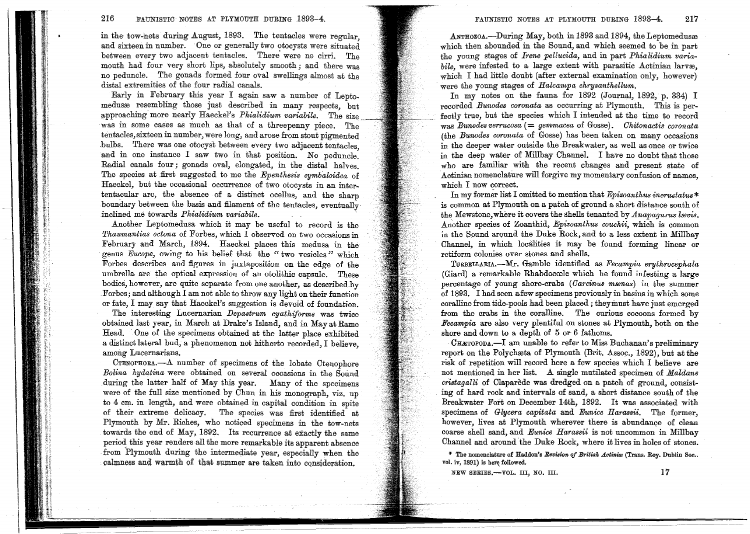in the tow-nets during August, 1893. The tentacles were regular, and sixteen in number. One or generally two otocysts were situated between every two adjacent tentacles. There were no cirri. The mouth had four very short lips, absolutely smooth; and there was no peduncle. The gonads formed four oval swellings almost at the distal extremities of the four radial canals.

Early in February this year I again saw a number of Leptomedusæ resembling those just described in many respects, but approaching more nearly Haeckel's *Phialidium variabile*. The size was in some cases as much as that of a threepenny piece. The tentacles, sixteen in number, were long, and arose from stout pigmented bulbs. There was one otocyst between every two adjacent tentacles, and in one instance I saw two in that position. No peduncle. Radial canals four; gonads oval, elongated, in the distal halves. The species at first suggested to me the *Epenthesis cymbaloidea* of Haeckel, but the occasional occurrence of two otocysts in an intertentacular arc, the absence of a distinct ocellus, and the sharp boundary between the basis and filament of the tentacles, eventually inclined me towards *Phialidium variabile*.

Another Leptomedusa which it may be useful to record is the *Thaumantias octona* of Forbes, which I observed on two occasions in February and March, 1894. Haeckel places this medusa in the genus *Eucope*, owing to his belief that the "two vesicles" which Forbes describes and figures in juxtaposition on the edge of the umbrella are the optical expression of an otolithic capsule. These bodies, however, are quite separate from one another, as described by Forbes; and although I am not able to throw any light on their function or fate, I may say that Haeckel's suggestion is devoid of foundation.

The interesting Lucernarian *Depastrum cyathiforme* was twice obtained last year, in March at Drake's Island, and in May at Rame Head. One of the specimens obtained at the latter place exhibited a distinct lateral bud, a phenomenon not hitherto recorded, I believe, among Lucernarians.

CTENOPHORA.—A number of specimens of the lobate Ctenophore *Bolina hydatina* were obtained on several occasions in the Sound during the latter half of May this year. Many of the specimens were of the full size mentioned by Chun in his monograph, viz. up to 4 cm. in length, and were obtained in capital condition in spite of their extreme delicacy. The species was first identified at Plymouth by Mr. Riches, who noticed specimens in the tow-nets towards the end of May, 1892. Its recurrence at exactly the same period this year renders all the more remarkable its apparent absence from Plymouth during the intermediate year, especially when the calmness and warmth of that summer are taken into consideration.

ANTHOZOA.—During May, both in 1893 and 1894, the Leptomedusæ which then abounded in the Sound, and which seemed to be in part the young stages of *Irene pellucida*, and in part *Phialidium variabile*, were infested to a large extent with parasitic Actinian larvæ, which I had little doubt (after external examination only, however) were the young stages of *Halcampa chrysanthellum*.

In my notes on the fauna for 1892 (Journal, 1892, p. 334) I recorded *Bunodes coronata* as occurring at Plymouth. This is perfectly true, but the species which I intended at the time to record was *Bunodes verrucosa* (= *gemmacea* of Gosse). *Chitonactis coronata* (the *Bunodes coronata* of Gosse) has been taken on many occasions in the deeper water outside the Breakwater, as well as once or twice in the deep water of Millbay Channel. I have no doubt that those who are familiar with the recent changes and present state of Actinian nomenclature will forgive my momentary confusion of names, which I now correct.

In my former list I omitted to mention that *Epizoanthus incrustatus** is common at Plymouth on a patch of ground a short distance south of the Mewstone, where it covers the shells tenanted by *Anapagurus lævis*. Another species of Zoanthid, *Epizoanthus couchii*, which is common in the Sound around the Duke Rock, and to a less extent in Millbay Channel, in which localities it may be found forming linear or retiform colonies over stones and shells.

TURBELLARIA.—Mr. Gamble identified as *Fecampia erythrocephala* (Giard) a remarkable Rhabdocœle which he found infesting a large percentage of young shore-crabs (*Carcinus mænas*) in the summer of 1893. I had seen a few specimens previously in basins in which some coralline from tide-pools had been placed; they must have just emerged from the crabs in the coralline. The curious cocoons formed by *Fecampia* are also very plentiful on stones at Plymouth, both on the shore and down to a depth of 5 or 6 fathoms.

CHÆTOPODA.—I am unable to refer to Miss Buchanan's preliminary report on the Polychæta of Plymouth (Brit. Assoc., 1892), but at the risk of repetition will record here a few species which I believe are not mentioned in her list. A single mutilated specimen of *Maldane cristagalli* of Claparède was dredged on a patch of ground, consisting of hard rock and intervals of sand, a short distance south of the Breakwater Fort on December 14th, 1892. It was associated with specimens of *Glycera capitata* and *Eunice Harassii*. The former, however, lives at Plymouth wherever there is abundance of clean coarse shell sand, and *Eunice Harassii* is not uncommon in Millbay Channel and around the Duke Rock, where it lives in holes of stones.

* The nomenclature of Haddon's *Revision of British Actiniæ* (Trans. Roy. Dublin Soc., vol. iv, 1891) is here followed.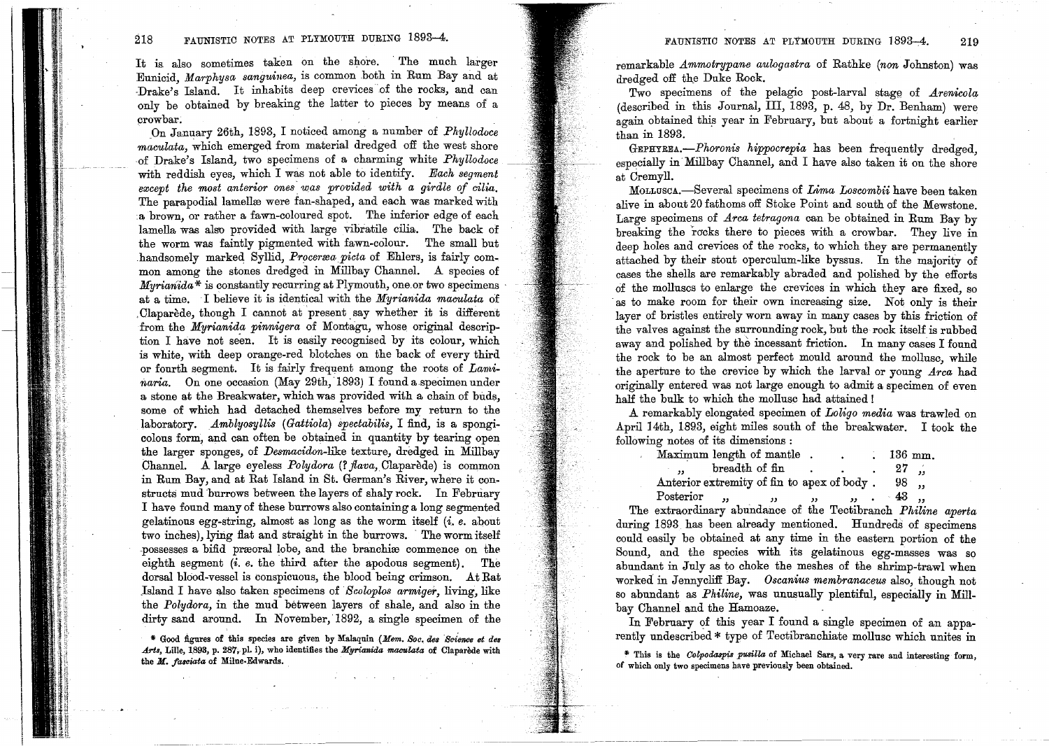It is also sometimes taken on the shore. The much larger Eunicid, *Marphysa sanguinea*, is common both in Rum Bay and at Drake's Island. It inhabits deep crevices of the rocks, and can only be obtained by breaking the latter to pieces by means of a crowbar.

On January 26th, 1893, I noticed among a number of *Phyllodoce maculata*, which emerged from material dredged off the west shore of Drake's Island, two specimens of a charming white *Phyllodoce* with reddish eyes, which I was not able to identify. *Each segment except the most anterior ones was provided with a girdle of cilia.* The parapodial lamellæ were fan-shaped, and each was marked with a brown, or rather a fawn-coloured spot. The inferior edge of each lamella was also provided with large vibratile cilia. The back of the worm was faintly pigmented with fawn-colour. The small but handsomely marked Syllid, *Proceræa picta* of Ehlers, is fairly common among the stones dredged in Millbay Channel. A species of *Myrianida** is constantly recurring at Plymouth, one or two specimens at a time. I believe it is identical with the *Myrianida maculata* of Claparède, though I cannot at present say whether it is different from the *Myrianida pinnigera* of Montagu, whose original description I have not seen. It is easily recognised by its colour, which is white, with deep orange-red blotches on the back of every third or fourth segment. It is fairly frequent among the roots of *Laminaria*. On one occasion (May 29th, 1893) I found a specimen under a stone at the Breakwater, which was provided with a chain of buds, some of which had detached themselves before my return to the laboratory. *Amblyosyllis* (*Gattiola*) *spectabilis*, I find, is a spongicolous form, and can often be obtained in quantity by tearing open the larger sponges, of *Desmacidon*-like texture, dredged in Millbay Channel. A large eyeless *Polydora* (? *flava*, Claparède) is common in Rum Bay, and at Rat Island in St. German's River, where it constructs mud burrows between the layers of shaly rock. In February I have found many of these burrows also containing a long segmented gelatinous egg-string, almost as long as the worm itself (*i. e.* about two inches), lying flat and straight in the burrows. The worm itself possesses a bifid præoral lobe, and the branchiæ commence on the eighth segment (*i. e.* the third after the apodous segment). The dorsal blood-vessel is conspicuous, the blood being crimson. At Rat Island I have also taken specimens of *Scoloplos armiger*, living, like the *Polydora*, in the mud between layers of shale, and also in the dirty sand around. In November, 1892, a single specimen of the remarkable *Ammotrypane aulogastra* of Rathke (*non* Johnston) was dredged off the Duke Rock.

\* Good figures of this species are given by Malaquin (*Mem. Soc. des Science et des Arts*, Lille, 1893, p. 287, pl. i), who identifies the *Myrianida maculata* of Claparède with the *M. fasciata* of Milne-Edwards.

Two specimens of the pelagic post-larval stage of *Arenicola* (described in this Journal, III, 1893, p. 48, by Dr. Benham) were again obtained this year in February, but about a fortnight earlier than in 1893.

GEPHYREA.—*Phoronis hippocrepia* has been frequently dredged, especially in Millbay Channel, and I have also taken it on the shore at Cremyll.

MOLLUSCA.—Several specimens of *Lima Loscombii* have been taken alive in about 20 fathoms off Stoke Point and south of the Mewstone. Large specimens of *Arca tetragona* can be obtained in Rum Bay by breaking the rocks there to pieces with a crowbar. They live in deep holes and crevices of the rocks, to which they are permanently attached by their stout operculum-like byssus. In the majority of cases the shells are remarkably abraded and polished by the efforts of the molluscs to enlarge the crevices in which they are fixed, so as to make room for their own increasing size. Not only is their layer of bristles entirely worn away in many cases by this friction of the valves against the surrounding rock, but the rock itself is rubbed away and polished by the incessant friction. In many cases I found the rock to be an almost perfect mould around the mollusc, while the aperture to the crevice by which the larval or young *Arca* had originally entered was not large enough to admit a specimen of even half the bulk to which the mollusc had attained!

A remarkably elongated specimen of *Loligo media* was trawled on April 14th, 1893, eight miles south of the breakwater. I took the following notes of its dimensions :

| | |
|---|---|
| Maximum length of mantle | 136 mm. |
| " breadth of fin | 27 " |
| Anterior extremity of fin to apex of body | 98 " |
| Posterior " " " " | 43 " |

The extraordinary abundance of the Tectibranch *Philine aperta* during 1893 has been already mentioned. Hundreds of specimens could easily be obtained at any time in the eastern portion of the Sound, and the species with its gelatinous egg-masses was so abundant in July as to choke the meshes of the shrimp-trawl when worked in Jennycliff Bay. *Oscanius membranaceus* also, though not so abundant as *Philine*, was unusually plentiful, especially in Millbay Channel and the Hamoaze.

In February of this year I found a single specimen of an apparently undescribed* type of Tectibranchiate mollusc which unites in

\* This is the *Colpodaspis pusilla* of Michael Sars, a very rare and interesting form, of which only two specimens have previously been obtained.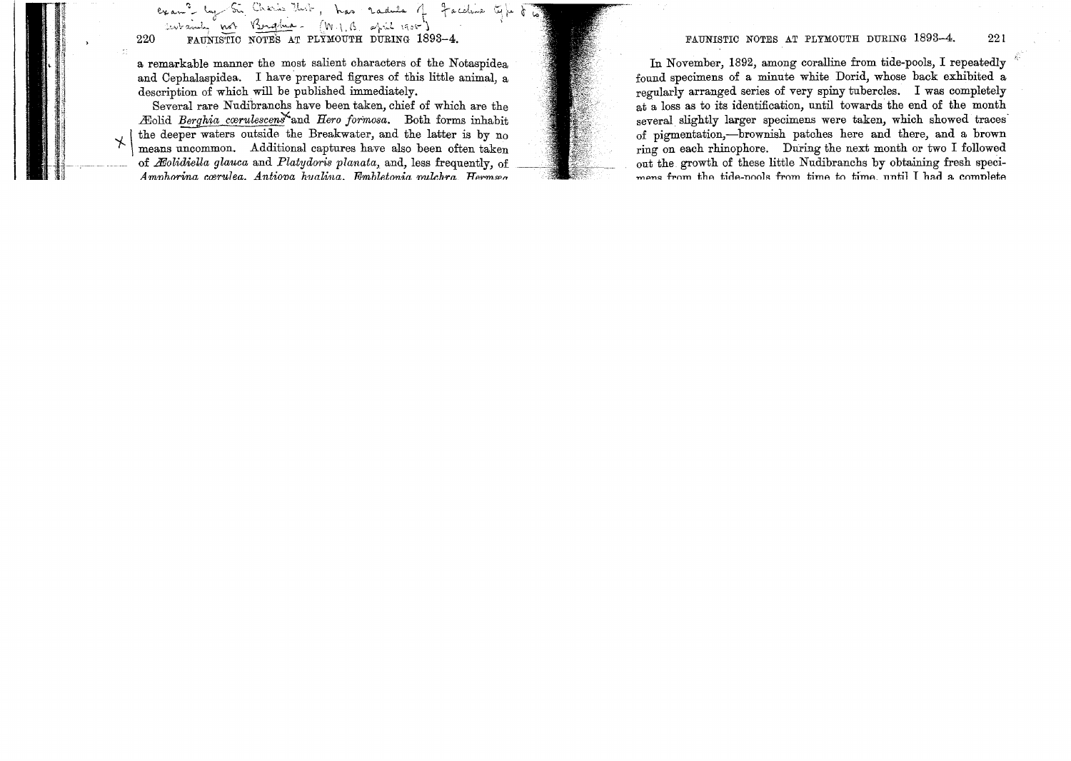exam^d by Sir Charles Eliot, has radula of Facelina type & is certainly not Berghia. (W.I.B. April 1905)

a remarkable manner the most salient characters of the Notaspidea and Cephalaspidea. I have prepared figures of this little animal, a description of which will be published immediately.

Several rare Nudibranchs have been taken, chief of which are the Æolid *Berghia cœrulescens* and *Hero formosa*. Both forms inhabit the deeper waters outside the Breakwater, and the latter is by no means uncommon. Additional captures have also been often taken of *Æolidiella glauca* and *Platydoris planata*, and, less frequently, of *Amphorina cœrulea*, *Antiopa hyalina*, *Embletonia pulchra*, *Hermæa*

In November, 1892, among coralline from tide-pools, I repeatedly found specimens of a minute white Dorid, whose back exhibited a regularly arranged series of very spiny tubercles. I was completely at a loss as to its identification, until towards the end of the month several slightly larger specimens were taken, which showed traces of pigmentation,—brownish patches here and there, and a brown ring on each rhinophore. During the next month or two I followed out the growth of these little Nudibranchs by obtaining fresh specimens from the tide-pools from time to time, until I had a complete